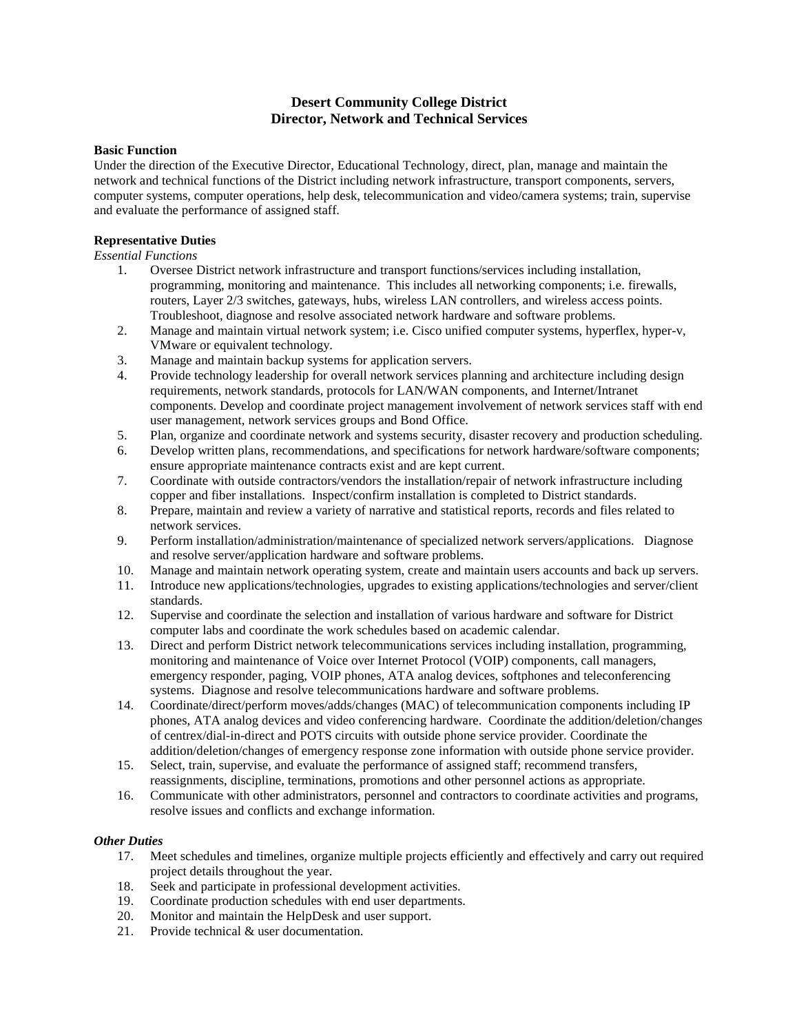# Desert Community College District
# Director, Network and Technical Services

**Basic Function**

Under the direction of the Executive Director, Educational Technology, direct, plan, manage and maintain the network and technical functions of the District including network infrastructure, transport components, servers, computer systems, computer operations, help desk, telecommunication and video/camera systems; train, supervise and evaluate the performance of assigned staff.

**Representative Duties**

*Essential Functions*

1. Oversee District network infrastructure and transport functions/services including installation, programming, monitoring and maintenance. This includes all networking components; i.e. firewalls, routers, Layer 2/3 switches, gateways, hubs, wireless LAN controllers, and wireless access points. Troubleshoot, diagnose and resolve associated network hardware and software problems.
2. Manage and maintain virtual network system; i.e. Cisco unified computer systems, hyperflex, hyper-v, VMware or equivalent technology.
3. Manage and maintain backup systems for application servers.
4. Provide technology leadership for overall network services planning and architecture including design requirements, network standards, protocols for LAN/WAN components, and Internet/Intranet components. Develop and coordinate project management involvement of network services staff with end user management, network services groups and Bond Office.
5. Plan, organize and coordinate network and systems security, disaster recovery and production scheduling.
6. Develop written plans, recommendations, and specifications for network hardware/software components; ensure appropriate maintenance contracts exist and are kept current.
7. Coordinate with outside contractors/vendors the installation/repair of network infrastructure including copper and fiber installations. Inspect/confirm installation is completed to District standards.
8. Prepare, maintain and review a variety of narrative and statistical reports, records and files related to network services.
9. Perform installation/administration/maintenance of specialized network servers/applications. Diagnose and resolve server/application hardware and software problems.
10. Manage and maintain network operating system, create and maintain users accounts and back up servers.
11. Introduce new applications/technologies, upgrades to existing applications/technologies and server/client standards.
12. Supervise and coordinate the selection and installation of various hardware and software for District computer labs and coordinate the work schedules based on academic calendar.
13. Direct and perform District network telecommunications services including installation, programming, monitoring and maintenance of Voice over Internet Protocol (VOIP) components, call managers, emergency responder, paging, VOIP phones, ATA analog devices, softphones and teleconferencing systems. Diagnose and resolve telecommunications hardware and software problems.
14. Coordinate/direct/perform moves/adds/changes (MAC) of telecommunication components including IP phones, ATA analog devices and video conferencing hardware. Coordinate the addition/deletion/changes of centrex/dial-in-direct and POTS circuits with outside phone service provider. Coordinate the addition/deletion/changes of emergency response zone information with outside phone service provider.
15. Select, train, supervise, and evaluate the performance of assigned staff; recommend transfers, reassignments, discipline, terminations, promotions and other personnel actions as appropriate.
16. Communicate with other administrators, personnel and contractors to coordinate activities and programs, resolve issues and conflicts and exchange information.

***Other Duties***

17. Meet schedules and timelines, organize multiple projects efficiently and effectively and carry out required project details throughout the year.
18. Seek and participate in professional development activities.
19. Coordinate production schedules with end user departments.
20. Monitor and maintain the HelpDesk and user support.
21. Provide technical & user documentation.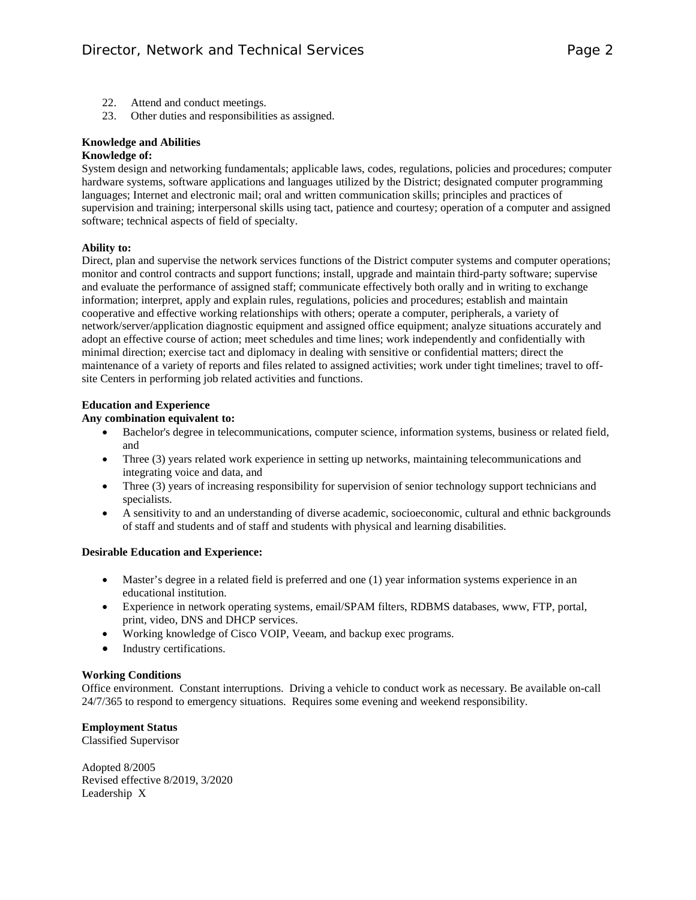22. Attend and conduct meetings.
23. Other duties and responsibilities as assigned.

**Knowledge and Abilities**

**Knowledge of:**

System design and networking fundamentals; applicable laws, codes, regulations, policies and procedures; computer hardware systems, software applications and languages utilized by the District; designated computer programming languages; Internet and electronic mail; oral and written communication skills; principles and practices of supervision and training; interpersonal skills using tact, patience and courtesy; operation of a computer and assigned software; technical aspects of field of specialty.

**Ability to:**

Direct, plan and supervise the network services functions of the District computer systems and computer operations; monitor and control contracts and support functions; install, upgrade and maintain third-party software; supervise and evaluate the performance of assigned staff; communicate effectively both orally and in writing to exchange information; interpret, apply and explain rules, regulations, policies and procedures; establish and maintain cooperative and effective working relationships with others; operate a computer, peripherals, a variety of network/server/application diagnostic equipment and assigned office equipment; analyze situations accurately and adopt an effective course of action; meet schedules and time lines; work independently and confidentially with minimal direction; exercise tact and diplomacy in dealing with sensitive or confidential matters; direct the maintenance of a variety of reports and files related to assigned activities; work under tight timelines; travel to off-site Centers in performing job related activities and functions.

**Education and Experience**

**Any combination equivalent to:**

- Bachelor's degree in telecommunications, computer science, information systems, business or related field, and
- Three (3) years related work experience in setting up networks, maintaining telecommunications and integrating voice and data, and
- Three (3) years of increasing responsibility for supervision of senior technology support technicians and specialists.
- A sensitivity to and an understanding of diverse academic, socioeconomic, cultural and ethnic backgrounds of staff and students and of staff and students with physical and learning disabilities.

**Desirable Education and Experience:**

- Master's degree in a related field is preferred and one (1) year information systems experience in an educational institution.
- Experience in network operating systems, email/SPAM filters, RDBMS databases, www, FTP, portal, print, video, DNS and DHCP services.
- Working knowledge of Cisco VOIP, Veeam, and backup exec programs.
- Industry certifications.

**Working Conditions**

Office environment. Constant interruptions. Driving a vehicle to conduct work as necessary. Be available on-call 24/7/365 to respond to emergency situations. Requires some evening and weekend responsibility.

**Employment Status**

Classified Supervisor

Adopted 8/2005
Revised effective 8/2019, 3/2020
Leadership X